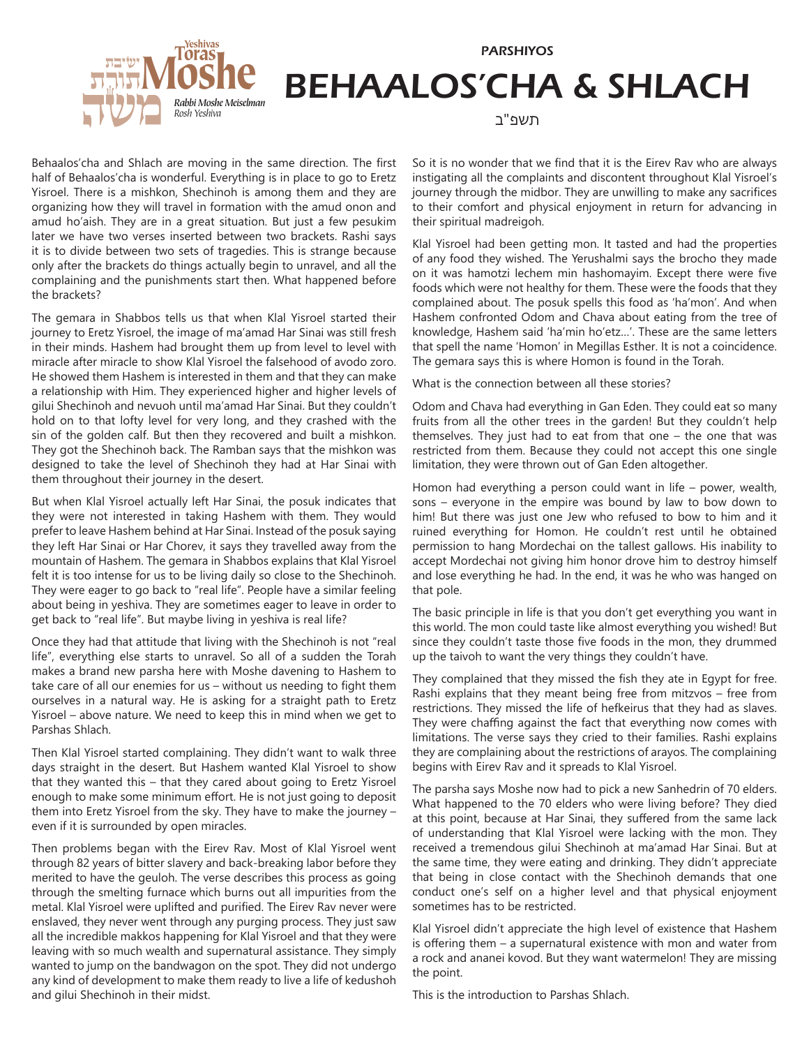Yeshivas Toras Moshe — Rabbi Moshe Meiselman, Rosh Yeshiva

PARSHIYOS

# BEHAALOS'CHA & SHLACH

תשפ"ב

Behaalos'cha and Shlach are moving in the same direction. The first half of Behaalos'cha is wonderful. Everything is in place to go to Eretz Yisroel. There is a mishkon, Shechinoh is among them and they are organizing how they will travel in formation with the amud onon and amud ho'aish. They are in a great situation. But just a few pesukim later we have two verses inserted between two brackets. Rashi says it is to divide between two sets of tragedies. This is strange because only after the brackets do things actually begin to unravel, and all the complaining and the punishments start then. What happened before the brackets?

The gemara in Shabbos tells us that when Klal Yisroel started their journey to Eretz Yisroel, the image of ma'amad Har Sinai was still fresh in their minds. Hashem had brought them up from level to level with miracle after miracle to show Klal Yisroel the falsehood of avodo zoro. He showed them Hashem is interested in them and that they can make a relationship with Him. They experienced higher and higher levels of gilui Shechinoh and nevuoh until ma'amad Har Sinai. But they couldn't hold on to that lofty level for very long, and they crashed with the sin of the golden calf. But then they recovered and built a mishkon. They got the Shechinoh back. The Ramban says that the mishkon was designed to take the level of Shechinoh they had at Har Sinai with them throughout their journey in the desert.

But when Klal Yisroel actually left Har Sinai, the posuk indicates that they were not interested in taking Hashem with them. They would prefer to leave Hashem behind at Har Sinai. Instead of the posuk saying they left Har Sinai or Har Chorev, it says they travelled away from the mountain of Hashem. The gemara in Shabbos explains that Klal Yisroel felt it is too intense for us to be living daily so close to the Shechinoh. They were eager to go back to "real life". People have a similar feeling about being in yeshiva. They are sometimes eager to leave in order to get back to "real life". But maybe living in yeshiva is real life?

Once they had that attitude that living with the Shechinoh is not "real life", everything else starts to unravel. So all of a sudden the Torah makes a brand new parsha here with Moshe davening to Hashem to take care of all our enemies for us – without us needing to fight them ourselves in a natural way. He is asking for a straight path to Eretz Yisroel – above nature. We need to keep this in mind when we get to Parshas Shlach.

Then Klal Yisroel started complaining. They didn't want to walk three days straight in the desert. But Hashem wanted Klal Yisroel to show that they wanted this – that they cared about going to Eretz Yisroel enough to make some minimum effort. He is not just going to deposit them into Eretz Yisroel from the sky. They have to make the journey – even if it is surrounded by open miracles.

Then problems began with the Eirev Rav. Most of Klal Yisroel went through 82 years of bitter slavery and back-breaking labor before they merited to have the geuloh. The verse describes this process as going through the smelting furnace which burns out all impurities from the metal. Klal Yisroel were uplifted and purified. The Eirev Rav never were enslaved, they never went through any purging process. They just saw all the incredible makkos happening for Klal Yisroel and that they were leaving with so much wealth and supernatural assistance. They simply wanted to jump on the bandwagon on the spot. They did not undergo any kind of development to make them ready to live a life of kedushoh and gilui Shechinoh in their midst.

So it is no wonder that we find that it is the Eirev Rav who are always instigating all the complaints and discontent throughout Klal Yisroel's journey through the midbor. They are unwilling to make any sacrifices to their comfort and physical enjoyment in return for advancing in their spiritual madreigoh.

Klal Yisroel had been getting mon. It tasted and had the properties of any food they wished. The Yerushalmi says the brocho they made on it was hamotzi lechem min hashomayim. Except there were five foods which were not healthy for them. These were the foods that they complained about. The posuk spells this food as 'ha'mon'. And when Hashem confronted Odom and Chava about eating from the tree of knowledge, Hashem said 'ha'min ho'etz...'. These are the same letters that spell the name 'Homon' in Megillas Esther. It is not a coincidence. The gemara says this is where Homon is found in the Torah.

What is the connection between all these stories?

Odom and Chava had everything in Gan Eden. They could eat so many fruits from all the other trees in the garden! But they couldn't help themselves. They just had to eat from that one – the one that was restricted from them. Because they could not accept this one single limitation, they were thrown out of Gan Eden altogether.

Homon had everything a person could want in life – power, wealth, sons – everyone in the empire was bound by law to bow down to him! But there was just one Jew who refused to bow to him and it ruined everything for Homon. He couldn't rest until he obtained permission to hang Mordechai on the tallest gallows. His inability to accept Mordechai not giving him honor drove him to destroy himself and lose everything he had. In the end, it was he who was hanged on that pole.

The basic principle in life is that you don't get everything you want in this world. The mon could taste like almost everything you wished! But since they couldn't taste those five foods in the mon, they drummed up the taivoh to want the very things they couldn't have.

They complained that they missed the fish they ate in Egypt for free. Rashi explains that they meant being free from mitzvos – free from restrictions. They missed the life of hefkeirus that they had as slaves. They were chaffing against the fact that everything now comes with limitations. The verse says they cried to their families. Rashi explains they are complaining about the restrictions of arayos. The complaining begins with Eirev Rav and it spreads to Klal Yisroel.

The parsha says Moshe now had to pick a new Sanhedrin of 70 elders. What happened to the 70 elders who were living before? They died at this point, because at Har Sinai, they suffered from the same lack of understanding that Klal Yisroel were lacking with the mon. They received a tremendous gilui Shechinoh at ma'amad Har Sinai. But at the same time, they were eating and drinking. They didn't appreciate that being in close contact with the Shechinoh demands that one conduct one's self on a higher level and that physical enjoyment sometimes has to be restricted.

Klal Yisroel didn't appreciate the high level of existence that Hashem is offering them – a supernatural existence with mon and water from a rock and ananei kovod. But they want watermelon! They are missing the point.

This is the introduction to Parshas Shlach.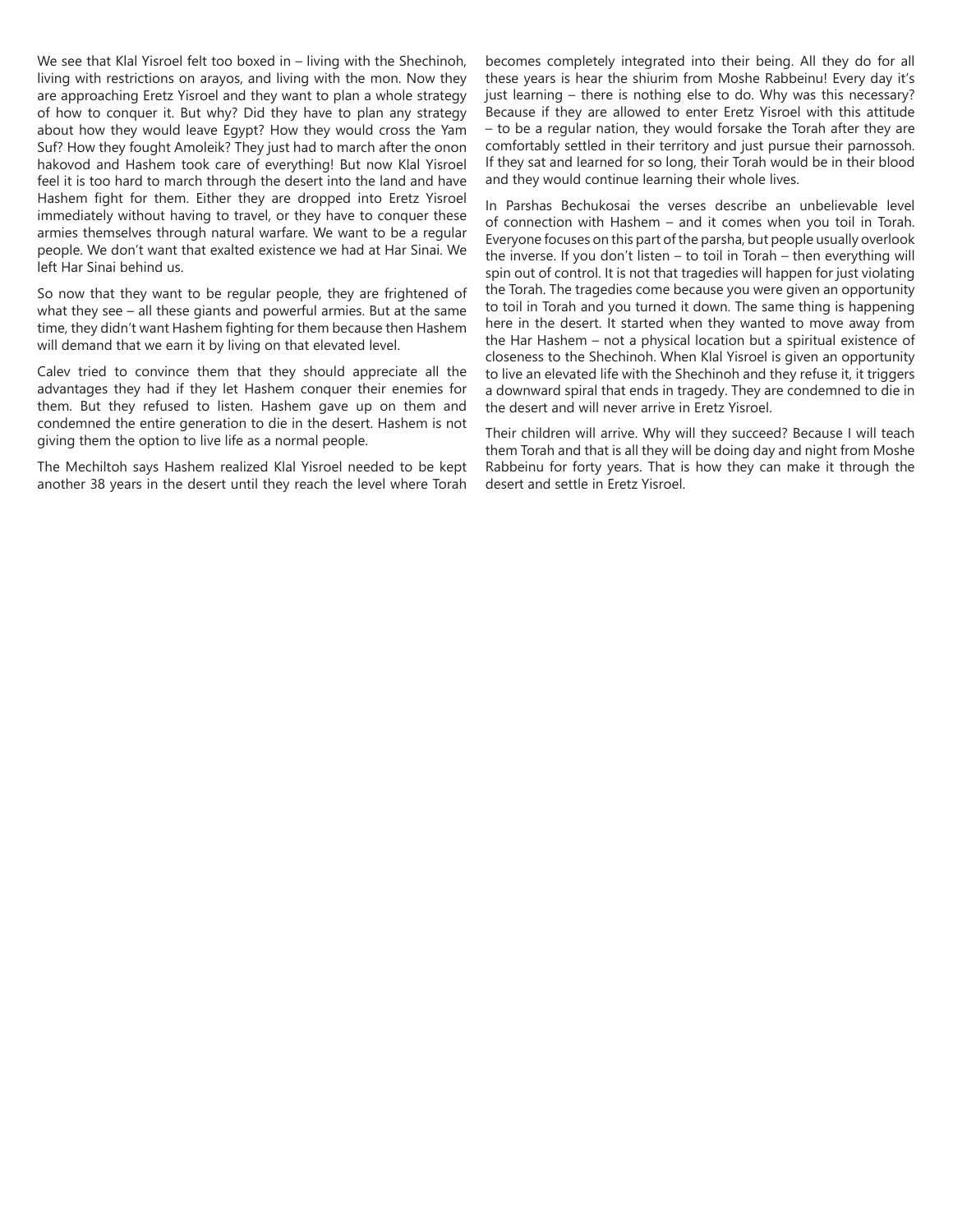We see that Klal Yisroel felt too boxed in – living with the Shechinoh, living with restrictions on arayos, and living with the mon. Now they are approaching Eretz Yisroel and they want to plan a whole strategy of how to conquer it. But why? Did they have to plan any strategy about how they would leave Egypt? How they would cross the Yam Suf? How they fought Amoleik? They just had to march after the onon hakovod and Hashem took care of everything! But now Klal Yisroel feel it is too hard to march through the desert into the land and have Hashem fight for them. Either they are dropped into Eretz Yisroel immediately without having to travel, or they have to conquer these armies themselves through natural warfare. We want to be a regular people. We don't want that exalted existence we had at Har Sinai. We left Har Sinai behind us.

So now that they want to be regular people, they are frightened of what they see – all these giants and powerful armies. But at the same time, they didn't want Hashem fighting for them because then Hashem will demand that we earn it by living on that elevated level.

Calev tried to convince them that they should appreciate all the advantages they had if they let Hashem conquer their enemies for them. But they refused to listen. Hashem gave up on them and condemned the entire generation to die in the desert. Hashem is not giving them the option to live life as a normal people.

The Mechiltoh says Hashem realized Klal Yisroel needed to be kept another 38 years in the desert until they reach the level where Torah becomes completely integrated into their being. All they do for all these years is hear the shiurim from Moshe Rabbeinu! Every day it's just learning – there is nothing else to do. Why was this necessary? Because if they are allowed to enter Eretz Yisroel with this attitude – to be a regular nation, they would forsake the Torah after they are comfortably settled in their territory and just pursue their parnossoh. If they sat and learned for so long, their Torah would be in their blood and they would continue learning their whole lives.

In Parshas Bechukosai the verses describe an unbelievable level of connection with Hashem – and it comes when you toil in Torah. Everyone focuses on this part of the parsha, but people usually overlook the inverse. If you don't listen – to toil in Torah – then everything will spin out of control. It is not that tragedies will happen for just violating the Torah. The tragedies come because you were given an opportunity to toil in Torah and you turned it down. The same thing is happening here in the desert. It started when they wanted to move away from the Har Hashem – not a physical location but a spiritual existence of closeness to the Shechinoh. When Klal Yisroel is given an opportunity to live an elevated life with the Shechinoh and they refuse it, it triggers a downward spiral that ends in tragedy. They are condemned to die in the desert and will never arrive in Eretz Yisroel.

Their children will arrive. Why will they succeed? Because I will teach them Torah and that is all they will be doing day and night from Moshe Rabbeinu for forty years. That is how they can make it through the desert and settle in Eretz Yisroel.